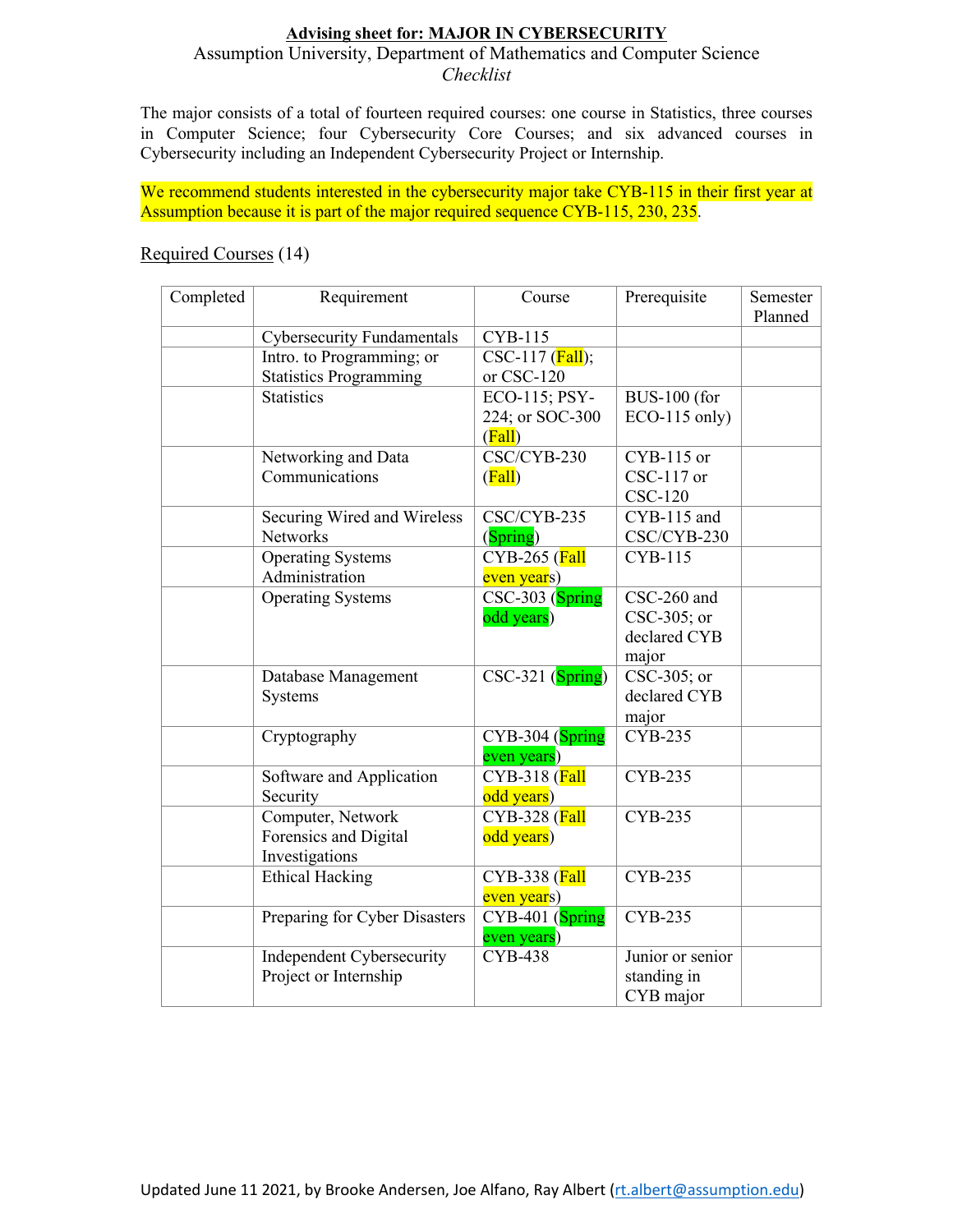**Advising sheet for: MAJOR IN CYBERSECURITY**

Assumption University, Department of Mathematics and Computer Science

*Checklist*

The major consists of a total of fourteen required courses: one course in Statistics, three courses in Computer Science; four Cybersecurity Core Courses; and six advanced courses in Cybersecurity including an Independent Cybersecurity Project or Internship.

We recommend students interested in the cybersecurity major take CYB-115 in their first year at Assumption because it is part of the major required sequence CYB-115, 230, 235.

Required Courses (14)

| Completed | Requirement | Course | Prerequisite | Semester Planned |
|---|---|---|---|---|
| | Cybersecurity Fundamentals | CYB-115 | | |
| | Intro. to Programming; or Statistics Programming | CSC-117 (Fall); or CSC-120 | | |
| | Statistics | ECO-115; PSY-224; or SOC-300 (Fall) | BUS-100 (for ECO-115 only) | |
| | Networking and Data Communications | CSC/CYB-230 (Fall) | CYB-115 or CSC-117 or CSC-120 | |
| | Securing Wired and Wireless Networks | CSC/CYB-235 (Spring) | CYB-115 and CSC/CYB-230 | |
| | Operating Systems Administration | CYB-265 (Fall even years) | CYB-115 | |
| | Operating Systems | CSC-303 (Spring odd years) | CSC-260 and CSC-305; or declared CYB major | |
| | Database Management Systems | CSC-321 (Spring) | CSC-305; or declared CYB major | |
| | Cryptography | CYB-304 (Spring even years) | CYB-235 | |
| | Software and Application Security | CYB-318 (Fall odd years) | CYB-235 | |
| | Computer, Network Forensics and Digital Investigations | CYB-328 (Fall odd years) | CYB-235 | |
| | Ethical Hacking | CYB-338 (Fall even years) | CYB-235 | |
| | Preparing for Cyber Disasters | CYB-401 (Spring even years) | CYB-235 | |
| | Independent Cybersecurity Project or Internship | CYB-438 | Junior or senior standing in CYB major | |

Updated June 11 2021, by Brooke Andersen, Joe Alfano, Ray Albert (rt.albert@assumption.edu)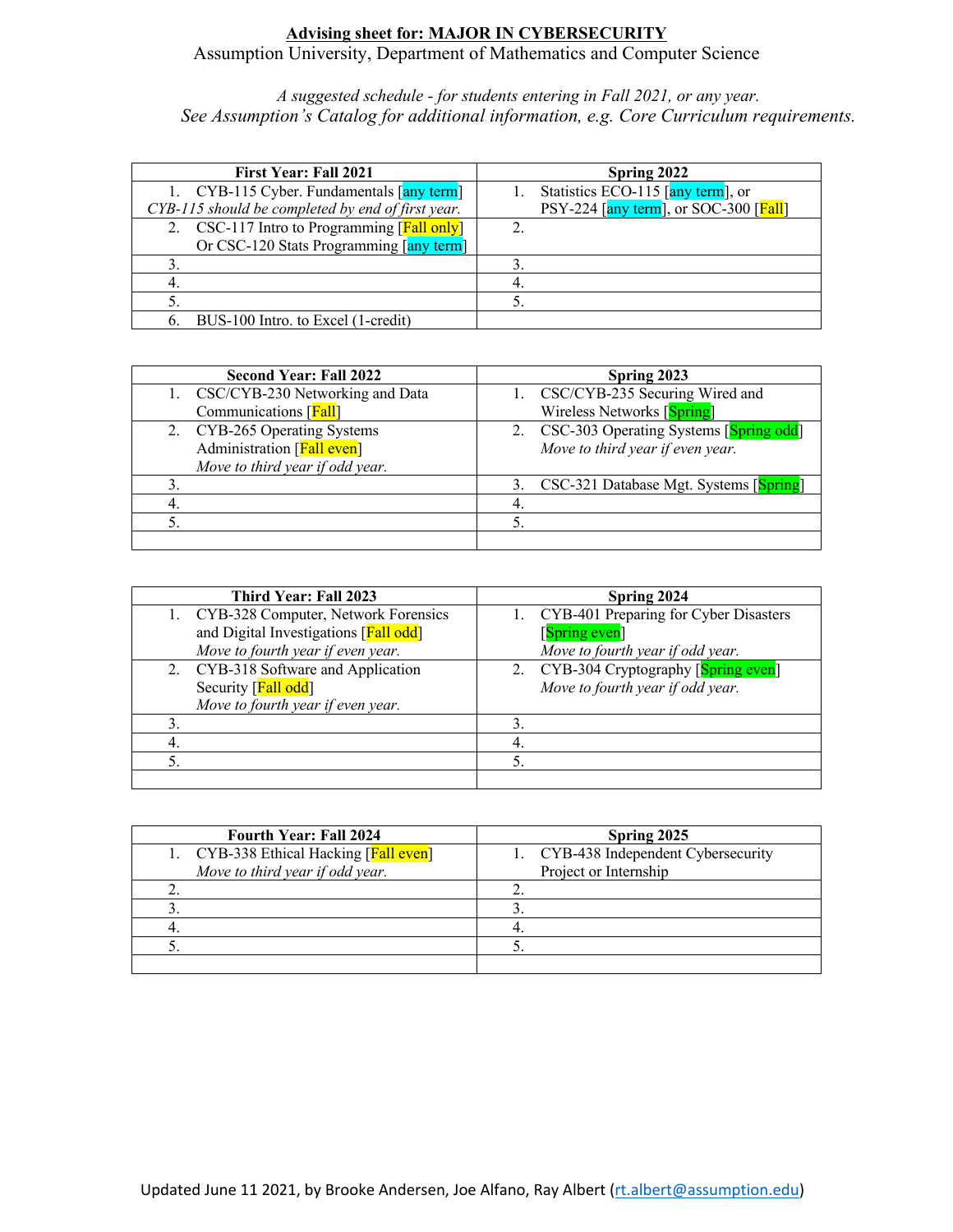**Advising sheet for: MAJOR IN CYBERSECURITY**
Assumption University, Department of Mathematics and Computer Science

*A suggested schedule - for students entering in Fall 2021, or any year.*
*See Assumption's Catalog for additional information, e.g. Core Curriculum requirements.*

| First Year: Fall 2021 | Spring 2022 |
|---|---|
| 1. CYB-115 Cyber. Fundamentals [any term] *CYB-115 should be completed by end of first year.* | 1. Statistics ECO-115 [any term], or PSY-224 [any term], or SOC-300 [Fall] |
| 2. CSC-117 Intro to Programming [Fall only] Or CSC-120 Stats Programming [any term] | 2. |
| 3. | 3. |
| 4. | 4. |
| 5. | 5. |
| 6. BUS-100 Intro. to Excel (1-credit) | |

| Second Year: Fall 2022 | Spring 2023 |
|---|---|
| 1. CSC/CYB-230 Networking and Data Communications [Fall] | 1. CSC/CYB-235 Securing Wired and Wireless Networks [Spring] |
| 2. CYB-265 Operating Systems Administration [Fall even] *Move to third year if odd year.* | 2. CSC-303 Operating Systems [Spring odd] *Move to third year if even year.* |
| 3. | 3. CSC-321 Database Mgt. Systems [Spring] |
| 4. | 4. |
| 5. | 5. |
| | |

| Third Year: Fall 2023 | Spring 2024 |
|---|---|
| 1. CYB-328 Computer, Network Forensics and Digital Investigations [Fall odd] *Move to fourth year if even year.* | 1. CYB-401 Preparing for Cyber Disasters [Spring even] *Move to fourth year if odd year.* |
| 2. CYB-318 Software and Application Security [Fall odd] *Move to fourth year if even year.* | 2. CYB-304 Cryptography [Spring even] *Move to fourth year if odd year.* |
| 3. | 3. |
| 4. | 4. |
| 5. | 5. |
| | |

| Fourth Year: Fall 2024 | Spring 2025 |
|---|---|
| 1. CYB-338 Ethical Hacking [Fall even] *Move to third year if odd year.* | 1. CYB-438 Independent Cybersecurity Project or Internship |
| 2. | 2. |
| 3. | 3. |
| 4. | 4. |
| 5. | 5. |
| | |

Updated June 11 2021, by Brooke Andersen, Joe Alfano, Ray Albert (rt.albert@assumption.edu)